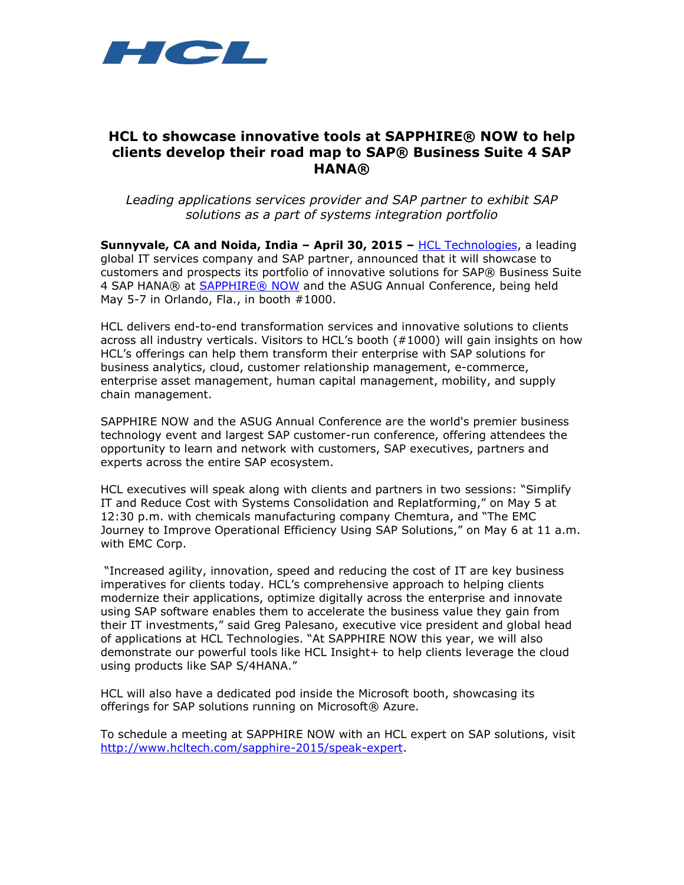# HCL to showcase innovative tools at SAPPHIRE® NOW to help clients develop their road map to SAP® Business Suite 4 SAP HANA®

*Leading applications services provider and SAP partner to exhibit SAP solutions as a part of systems integration portfolio*

**Sunnyvale, CA and Noida, India – April 30, 2015 –** HCL Technologies, a leading global IT services company and SAP partner, announced that it will showcase to customers and prospects its portfolio of innovative solutions for SAP® Business Suite 4 SAP HANA® at SAPPHIRE® NOW and the ASUG Annual Conference, being held May 5-7 in Orlando, Fla., in booth #1000.

HCL delivers end-to-end transformation services and innovative solutions to clients across all industry verticals. Visitors to HCL's booth (#1000) will gain insights on how HCL's offerings can help them transform their enterprise with SAP solutions for business analytics, cloud, customer relationship management, e-commerce, enterprise asset management, human capital management, mobility, and supply chain management.

SAPPHIRE NOW and the ASUG Annual Conference are the world's premier business technology event and largest SAP customer-run conference, offering attendees the opportunity to learn and network with customers, SAP executives, partners and experts across the entire SAP ecosystem.

HCL executives will speak along with clients and partners in two sessions: "Simplify IT and Reduce Cost with Systems Consolidation and Replatforming," on May 5 at 12:30 p.m. with chemicals manufacturing company Chemtura, and "The EMC Journey to Improve Operational Efficiency Using SAP Solutions," on May 6 at 11 a.m. with EMC Corp.

"Increased agility, innovation, speed and reducing the cost of IT are key business imperatives for clients today. HCL's comprehensive approach to helping clients modernize their applications, optimize digitally across the enterprise and innovate using SAP software enables them to accelerate the business value they gain from their IT investments," said Greg Palesano, executive vice president and global head of applications at HCL Technologies. "At SAPPHIRE NOW this year, we will also demonstrate our powerful tools like HCL Insight+ to help clients leverage the cloud using products like SAP S/4HANA."

HCL will also have a dedicated pod inside the Microsoft booth, showcasing its offerings for SAP solutions running on Microsoft® Azure.

To schedule a meeting at SAPPHIRE NOW with an HCL expert on SAP solutions, visit http://www.hcltech.com/sapphire-2015/speak-expert.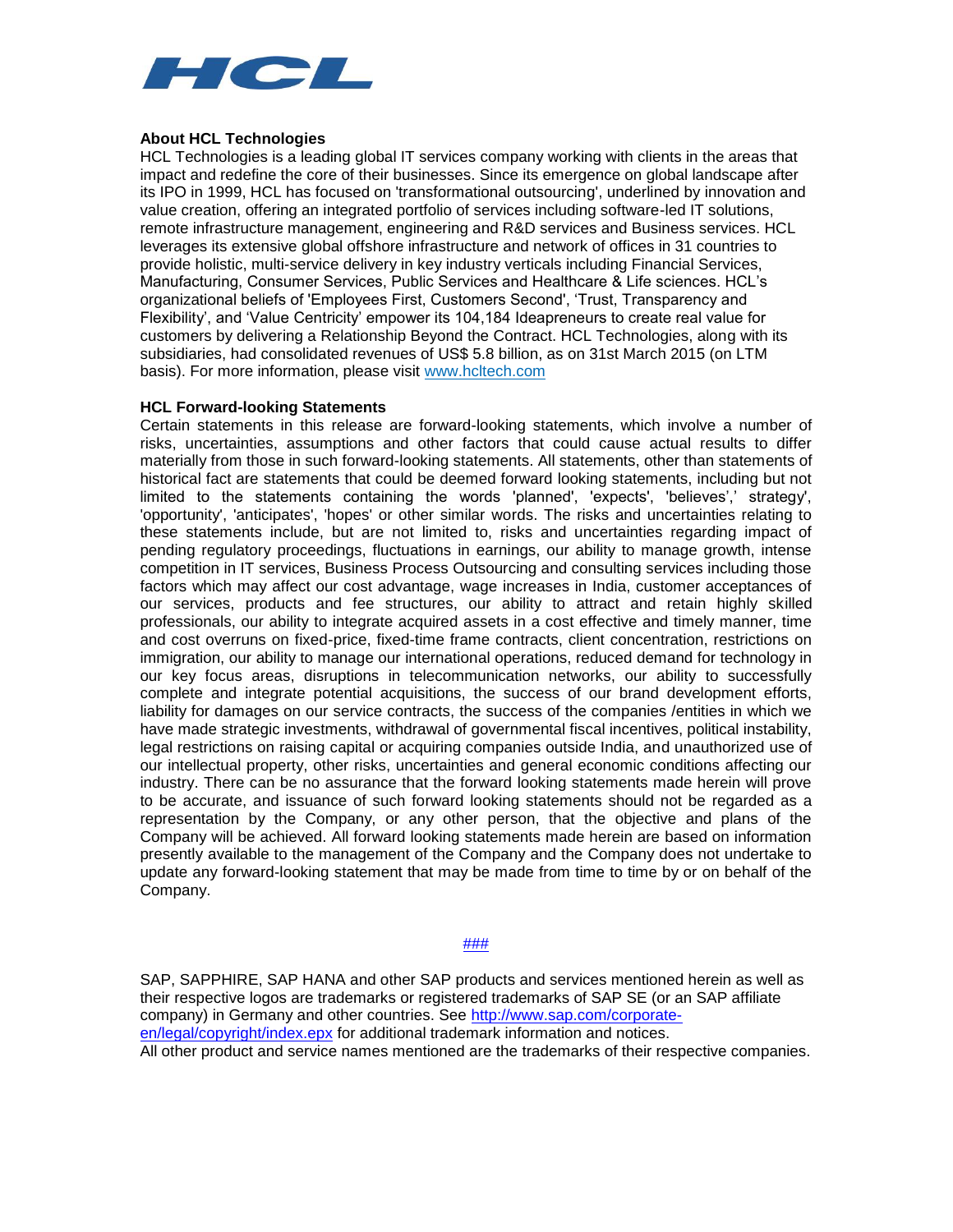## About HCL Technologies

HCL Technologies is a leading global IT services company working with clients in the areas that impact and redefine the core of their businesses. Since its emergence on global landscape after its IPO in 1999, HCL has focused on 'transformational outsourcing', underlined by innovation and value creation, offering an integrated portfolio of services including software-led IT solutions, remote infrastructure management, engineering and R&D services and Business services. HCL leverages its extensive global offshore infrastructure and network of offices in 31 countries to provide holistic, multi-service delivery in key industry verticals including Financial Services, Manufacturing, Consumer Services, Public Services and Healthcare & Life sciences. HCL's organizational beliefs of 'Employees First, Customers Second', 'Trust, Transparency and Flexibility', and 'Value Centricity' empower its 104,184 Ideapreneurs to create real value for customers by delivering a Relationship Beyond the Contract. HCL Technologies, along with its subsidiaries, had consolidated revenues of US$ 5.8 billion, as on 31st March 2015 (on LTM basis). For more information, please visit [www.hcltech.com](http://www.hcltech.com)

## HCL Forward-looking Statements

Certain statements in this release are forward-looking statements, which involve a number of risks, uncertainties, assumptions and other factors that could cause actual results to differ materially from those in such forward-looking statements. All statements, other than statements of historical fact are statements that could be deemed forward looking statements, including but not limited to the statements containing the words 'planned', 'expects', 'believes',' strategy', 'opportunity', 'anticipates', 'hopes' or other similar words. The risks and uncertainties relating to these statements include, but are not limited to, risks and uncertainties regarding impact of pending regulatory proceedings, fluctuations in earnings, our ability to manage growth, intense competition in IT services, Business Process Outsourcing and consulting services including those factors which may affect our cost advantage, wage increases in India, customer acceptances of our services, products and fee structures, our ability to attract and retain highly skilled professionals, our ability to integrate acquired assets in a cost effective and timely manner, time and cost overruns on fixed-price, fixed-time frame contracts, client concentration, restrictions on immigration, our ability to manage our international operations, reduced demand for technology in our key focus areas, disruptions in telecommunication networks, our ability to successfully complete and integrate potential acquisitions, the success of our brand development efforts, liability for damages on our service contracts, the success of the companies /entities in which we have made strategic investments, withdrawal of governmental fiscal incentives, political instability, legal restrictions on raising capital or acquiring companies outside India, and unauthorized use of our intellectual property, other risks, uncertainties and general economic conditions affecting our industry. There can be no assurance that the forward looking statements made herein will prove to be accurate, and issuance of such forward looking statements should not be regarded as a representation by the Company, or any other person, that the objective and plans of the Company will be achieved. All forward looking statements made herein are based on information presently available to the management of the Company and the Company does not undertake to update any forward-looking statement that may be made from time to time by or on behalf of the Company.

###

SAP, SAPPHIRE, SAP HANA and other SAP products and services mentioned herein as well as their respective logos are trademarks or registered trademarks of SAP SE (or an SAP affiliate company) in Germany and other countries. See [http://www.sap.com/corporate-en/legal/copyright/index.epx](http://www.sap.com/corporate-en/legal/copyright/index.epx) for additional trademark information and notices.
All other product and service names mentioned are the trademarks of their respective companies.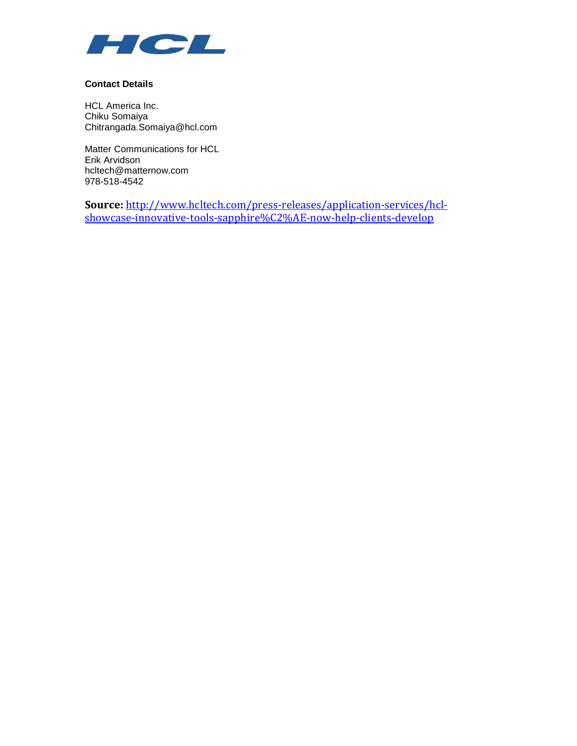**Contact Details**

HCL America Inc.
Chiku Somaiya
Chitrangada.Somaiya@hcl.com

Matter Communications for HCL
Erik Arvidson
hcltech@matternow.com
978-518-4542

**Source:** http://www.hcltech.com/press-releases/application-services/hcl-showcase-innovative-tools-sapphire%C2%AE-now-help-clients-develop